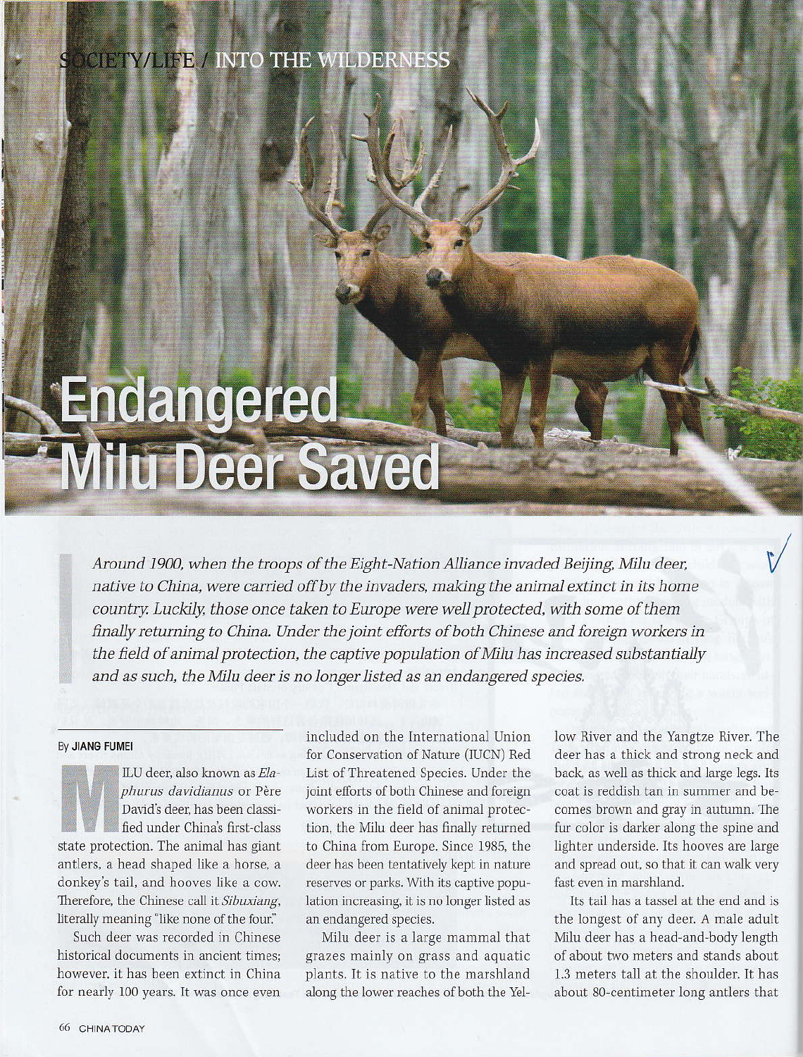# Endangered Milu Deer Saved

*Around 1900, when the troops of the Eight-Nation Alliance invaded Beijing, Milu deer, native to China, were carried off by the invaders, making the animal extinct in its home country. Luckily, those once taken to Europe were well protected, with some of them finally returning to China. Under the joint efforts of both Chinese and foreign workers in the field of animal protection, the captive population of Milu has increased substantially and as such, the Milu deer is no longer listed as an endangered species.*

By **JIANG FUMEI**

MILU deer, also known as *Elaphurus davidianus* or Père David's deer, has been classified under China's first-class state protection. The animal has giant antlers, a head shaped like a horse, a donkey's tail, and hooves like a cow. Therefore, the Chinese call it *Sibuxiang*, literally meaning "like none of the four."

Such deer was recorded in Chinese historical documents in ancient times; however, it has been extinct in China for nearly 100 years. It was once even included on the International Union for Conservation of Nature (IUCN) Red List of Threatened Species. Under the joint efforts of both Chinese and foreign workers in the field of animal protection, the Milu deer has finally returned to China from Europe. Since 1985, the deer has been tentatively kept in nature reserves or parks. With its captive population increasing, it is no longer listed as an endangered species.

Milu deer is a large mammal that grazes mainly on grass and aquatic plants. It is native to the marshland along the lower reaches of both the Yellow River and the Yangtze River. The deer has a thick and strong neck and back, as well as thick and large legs. Its coat is reddish tan in summer and becomes brown and gray in autumn. The fur color is darker along the spine and lighter underside. Its hooves are large and spread out, so that it can walk very fast even in marshland.

Its tail has a tassel at the end and is the longest of any deer. A male adult Milu deer has a head-and-body length of about two meters and stands about 1.3 meters tall at the shoulder. It has about 80-centimeter long antlers that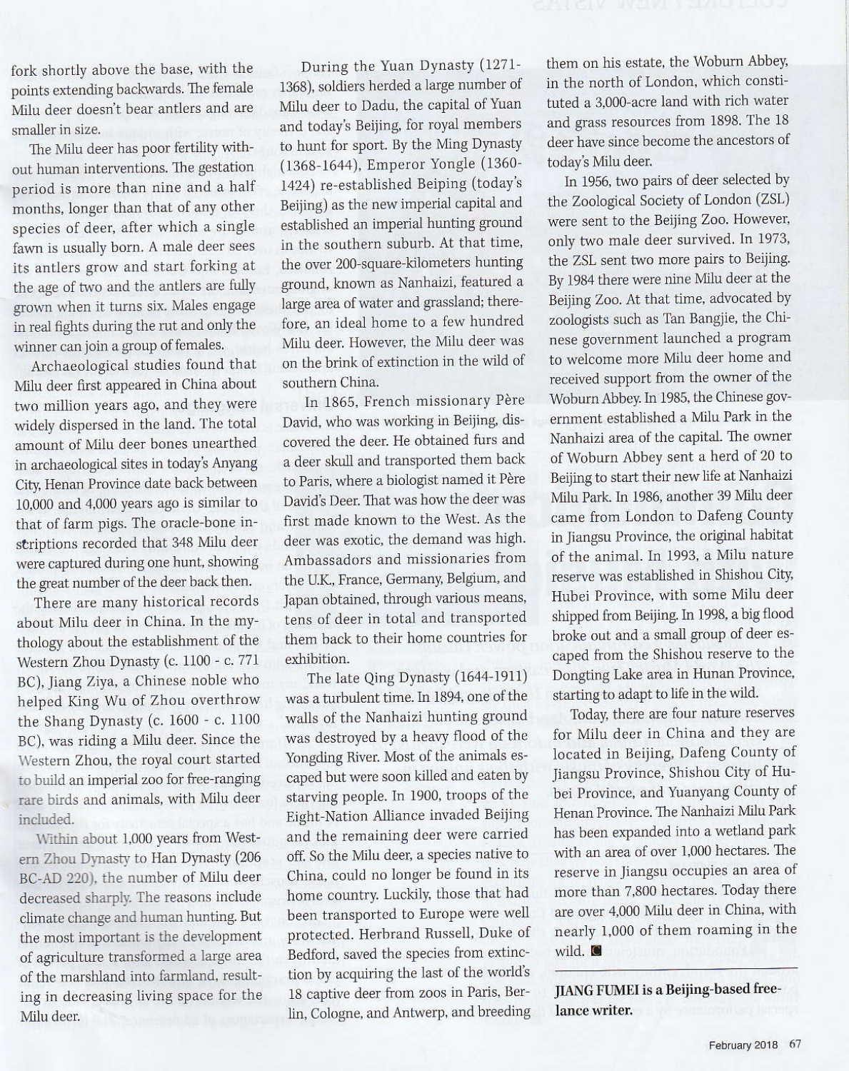fork shortly above the base, with the points extending backwards. The female Milu deer doesn't bear antlers and are smaller in size.

The Milu deer has poor fertility without human interventions. The gestation period is more than nine and a half months, longer than that of any other species of deer, after which a single fawn is usually born. A male deer sees its antlers grow and start forking at the age of two and the antlers are fully grown when it turns six. Males engage in real fights during the rut and only the winner can join a group of females.

Archaeological studies found that Milu deer first appeared in China about two million years ago, and they were widely dispersed in the land. The total amount of Milu deer bones unearthed in archaeological sites in today's Anyang City, Henan Province date back between 10,000 and 4,000 years ago is similar to that of farm pigs. The oracle-bone inscriptions recorded that 348 Milu deer were captured during one hunt, showing the great number of the deer back then.

There are many historical records about Milu deer in China. In the mythology about the establishment of the Western Zhou Dynasty (c. 1100 - c. 771 BC), Jiang Ziya, a Chinese noble who helped King Wu of Zhou overthrow the Shang Dynasty (c. 1600 - c. 1100 BC), was riding a Milu deer. Since the Western Zhou, the royal court started to build an imperial zoo for free-ranging rare birds and animals, with Milu deer included.

Within about 1,000 years from Western Zhou Dynasty to Han Dynasty (206 BC-AD 220), the number of Milu deer decreased sharply. The reasons include climate change and human hunting. But the most important is the development of agriculture transformed a large area of the marshland into farmland, resulting in decreasing living space for the Milu deer.

During the Yuan Dynasty (1271-1368), soldiers herded a large number of Milu deer to Dadu, the capital of Yuan and today's Beijing, for royal members to hunt for sport. By the Ming Dynasty (1368-1644), Emperor Yongle (1360-1424) re-established Beiping (today's Beijing) as the new imperial capital and established an imperial hunting ground in the southern suburb. At that time, the over 200-square-kilometers hunting ground, known as Nanhaizi, featured a large area of water and grassland; therefore, an ideal home to a few hundred Milu deer. However, the Milu deer was on the brink of extinction in the wild of southern China.

In 1865, French missionary Père David, who was working in Beijing, discovered the deer. He obtained furs and a deer skull and transported them back to Paris, where a biologist named it Père David's Deer. That was how the deer was first made known to the West. As the deer was exotic, the demand was high. Ambassadors and missionaries from the U.K., France, Germany, Belgium, and Japan obtained, through various means, tens of deer in total and transported them back to their home countries for exhibition.

The late Qing Dynasty (1644-1911) was a turbulent time. In 1894, one of the walls of the Nanhaizi hunting ground was destroyed by a heavy flood of the Yongding River. Most of the animals escaped but were soon killed and eaten by starving people. In 1900, troops of the Eight-Nation Alliance invaded Beijing and the remaining deer were carried off. So the Milu deer, a species native to China, could no longer be found in its home country. Luckily, those that had been transported to Europe were well protected. Herbrand Russell, Duke of Bedford, saved the species from extinction by acquiring the last of the world's 18 captive deer from zoos in Paris, Berlin, Cologne, and Antwerp, and breeding them on his estate, the Woburn Abbey, in the north of London, which constituted a 3,000-acre land with rich water and grass resources from 1898. The 18 deer have since become the ancestors of today's Milu deer.

In 1956, two pairs of deer selected by the Zoological Society of London (ZSL) were sent to the Beijing Zoo. However, only two male deer survived. In 1973, the ZSL sent two more pairs to Beijing. By 1984 there were nine Milu deer at the Beijing Zoo. At that time, advocated by zoologists such as Tan Bangjie, the Chinese government launched a program to welcome more Milu deer home and received support from the owner of the Woburn Abbey. In 1985, the Chinese government established a Milu Park in the Nanhaizi area of the capital. The owner of Woburn Abbey sent a herd of 20 to Beijing to start their new life at Nanhaizi Milu Park. In 1986, another 39 Milu deer came from London to Dafeng County in Jiangsu Province, the original habitat of the animal. In 1993, a Milu nature reserve was established in Shishou City, Hubei Province, with some Milu deer shipped from Beijing. In 1998, a big flood broke out and a small group of deer escaped from the Shishou reserve to the Dongting Lake area in Hunan Province, starting to adapt to life in the wild.

Today, there are four nature reserves for Milu deer in China and they are located in Beijing, Dafeng County of Jiangsu Province, Shishou City of Hubei Province, and Yuanyang County of Henan Province. The Nanhaizi Milu Park has been expanded into a wetland park with an area of over 1,000 hectares. The reserve in Jiangsu occupies an area of more than 7,800 hectares. Today there are over 4,000 Milu deer in China, with nearly 1,000 of them roaming in the wild. ■

---

**JIANG FUMEI is a Beijing-based freelance writer.**